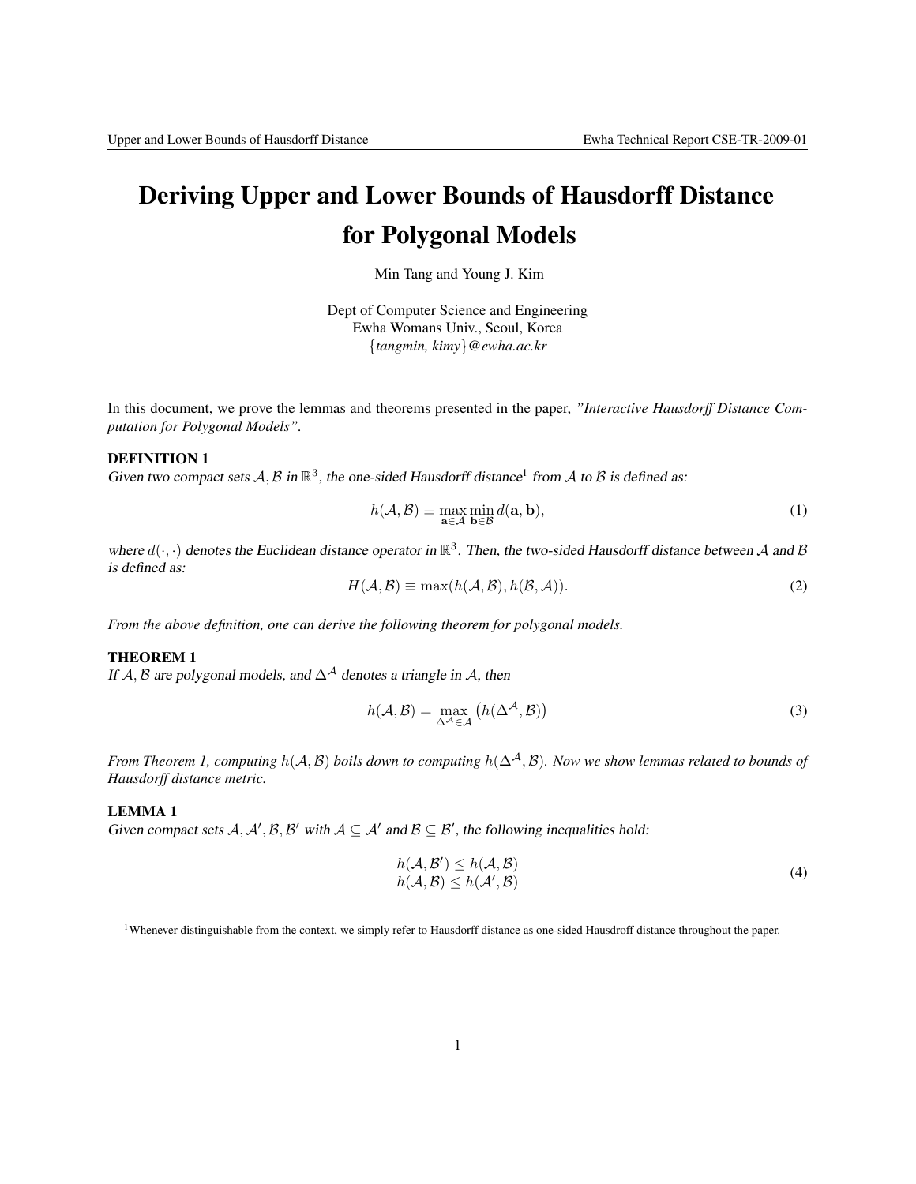# Deriving Upper and Lower Bounds of Hausdorff Distance for Polygonal Models

Min Tang and Young J. Kim

Dept of Computer Science and Engineering
Ewha Womans Univ., Seoul, Korea
{*tangmin, kimy*}*@ewha.ac.kr*

In this document, we prove the lemmas and theorems presented in the paper, *"Interactive Hausdorff Distance Computation for Polygonal Models"*.

**DEFINITION 1**

*Given two compact sets $\mathcal{A}, \mathcal{B}$ in $\mathbb{R}^3$, the one-sided Hausdorff distance*[1] *from $\mathcal{A}$ to $\mathcal{B}$ is defined as:*

$$h(\mathcal{A}, \mathcal{B}) \equiv \max_{\mathbf{a} \in \mathcal{A}} \min_{\mathbf{b} \in \mathcal{B}} d(\mathbf{a}, \mathbf{b}), \tag{1}$$

*where $d(\cdot, \cdot)$ denotes the Euclidean distance operator in $\mathbb{R}^3$. Then, the two-sided Hausdorff distance between $\mathcal{A}$ and $\mathcal{B}$ is defined as:*

$$H(\mathcal{A}, \mathcal{B}) \equiv \max(h(\mathcal{A}, \mathcal{B}), h(\mathcal{B}, \mathcal{A})). \tag{2}$$

*From the above definition, one can derive the following theorem for polygonal models.*

**THEOREM 1**

*If $\mathcal{A}, \mathcal{B}$ are polygonal models, and $\Delta^{\mathcal{A}}$ denotes a triangle in $\mathcal{A}$, then*

$$h(\mathcal{A}, \mathcal{B}) = \max_{\Delta^{\mathcal{A}} \in \mathcal{A}} \left( h(\Delta^{\mathcal{A}}, \mathcal{B}) \right) \tag{3}$$

*From Theorem 1, computing $h(\mathcal{A}, \mathcal{B})$ boils down to computing $h(\Delta^{\mathcal{A}}, \mathcal{B})$. Now we show lemmas related to bounds of Hausdorff distance metric.*

**LEMMA 1**

*Given compact sets $\mathcal{A}, \mathcal{A}', \mathcal{B}, \mathcal{B}'$ with $\mathcal{A} \subseteq \mathcal{A}'$ and $\mathcal{B} \subseteq \mathcal{B}'$, the following inequalities hold:*

$$\begin{aligned} h(\mathcal{A}, \mathcal{B}') &\leq h(\mathcal{A}, \mathcal{B}) \\ h(\mathcal{A}, \mathcal{B}) &\leq h(\mathcal{A}', \mathcal{B}) \end{aligned} \tag{4}$$

[1] Whenever distinguishable from the context, we simply refer to Hausdorff distance as one-sided Hausdroff distance throughout the paper.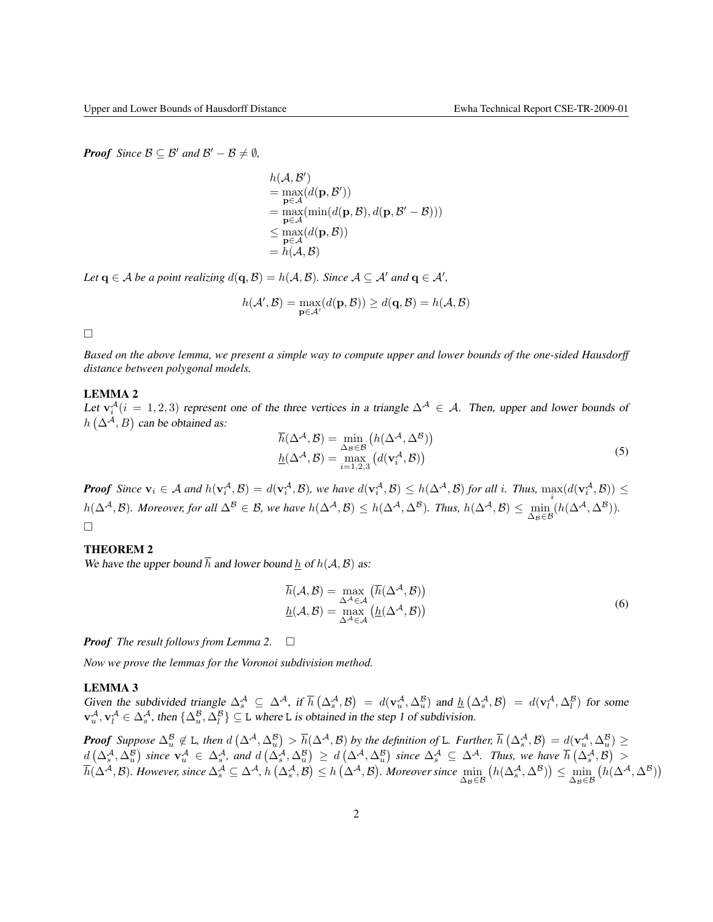***Proof*** *Since $\mathcal{B} \subseteq \mathcal{B}'$ and $\mathcal{B}' - \mathcal{B} \neq \emptyset$,*

$$
\begin{aligned}
& h(\mathcal{A}, \mathcal{B}') \\
& = \max_{\mathbf{p} \in \mathcal{A}} (d(\mathbf{p}, \mathcal{B}')) \\
& = \max_{\mathbf{p} \in \mathcal{A}} (\min(d(\mathbf{p}, \mathcal{B}), d(\mathbf{p}, \mathcal{B}' - \mathcal{B}))) \\
& \leq \max_{\mathbf{p} \in \mathcal{A}} (d(\mathbf{p}, \mathcal{B})) \\
& = h(\mathcal{A}, \mathcal{B})
\end{aligned}
$$

*Let $\mathbf{q} \in \mathcal{A}$ be a point realizing $d(\mathbf{q}, \mathcal{B}) = h(\mathcal{A}, \mathcal{B})$. Since $\mathcal{A} \subseteq \mathcal{A}'$ and $\mathbf{q} \in \mathcal{A}'$,*

$$
h(\mathcal{A}', \mathcal{B}) = \max_{\mathbf{p} \in \mathcal{A}'} (d(\mathbf{p}, \mathcal{B})) \geq d(\mathbf{q}, \mathcal{B}) = h(\mathcal{A}, \mathcal{B})
$$

□

*Based on the above lemma, we present a simple way to compute upper and lower bounds of the one-sided Hausdorff distance between polygonal models.*

### LEMMA 2

Let $\mathbf{v}_i^{\mathcal{A}} (i = 1, 2, 3)$ represent one of the three vertices in a triangle $\Delta^{\mathcal{A}} \in \mathcal{A}$. Then, upper and lower bounds of $h\left(\Delta^{\mathcal{A}}, B\right)$ can be obtained as:

$$
\begin{aligned}
\overline{h}(\Delta^{\mathcal{A}}, \mathcal{B}) &= \min_{\Delta_{\mathcal{B}} \in \mathcal{B}} \left(h(\Delta^{\mathcal{A}}, \Delta^{\mathcal{B}})\right) \\
\underline{h}(\Delta^{\mathcal{A}}, \mathcal{B}) &= \max_{i=1,2,3} \left(d(\mathbf{v}_i^{\mathcal{A}}, \mathcal{B})\right)
\end{aligned}
\tag{5}
$$

***Proof*** *Since $\mathbf{v}_i \in \mathcal{A}$ and $h(\mathbf{v}_i^{\mathcal{A}}, \mathcal{B}) = d(\mathbf{v}_i^{\mathcal{A}}, \mathcal{B})$, we have $d(\mathbf{v}_i^{\mathcal{A}}, \mathcal{B}) \leq h(\Delta^{\mathcal{A}}, \mathcal{B})$ for all $i$. Thus, $\max_i(d(\mathbf{v}_i^{\mathcal{A}}, \mathcal{B})) \leq h(\Delta^{\mathcal{A}}, \mathcal{B})$. Moreover, for all $\Delta^{\mathcal{B}} \in \mathcal{B}$, we have $h(\Delta^{\mathcal{A}}, \mathcal{B}) \leq h(\Delta^{\mathcal{A}}, \Delta^{\mathcal{B}})$. Thus, $h(\Delta^{\mathcal{A}}, \mathcal{B}) \leq \min_{\Delta_{\mathcal{B}} \in \mathcal{B}} (h(\Delta^{\mathcal{A}}, \Delta^{\mathcal{B}}))$.*

□

### THEOREM 2

We have the upper bound $\overline{h}$ and lower bound $\underline{h}$ of $h(\mathcal{A}, \mathcal{B})$ as:

$$
\begin{aligned}
\overline{h}(\mathcal{A}, \mathcal{B}) &= \max_{\Delta^{\mathcal{A}} \in \mathcal{A}} \left(\overline{h}(\Delta^{\mathcal{A}}, \mathcal{B})\right) \\
\underline{h}(\mathcal{A}, \mathcal{B}) &= \max_{\Delta^{\mathcal{A}} \in \mathcal{A}} \left(\underline{h}(\Delta^{\mathcal{A}}, \mathcal{B})\right)
\end{aligned}
\tag{6}
$$

***Proof*** *The result follows from Lemma 2.* □

*Now we prove the lemmas for the Voronoi subdivision method.*

### LEMMA 3

Given the subdivided triangle $\Delta_s^{\mathcal{A}} \subseteq \Delta^{\mathcal{A}}$, if $\overline{h}\left(\Delta_s^{\mathcal{A}}, \mathcal{B}\right) = d(\mathbf{v}_u^{\mathcal{A}}, \Delta_u^{\mathcal{B}})$ and $\underline{h}\left(\Delta_s^{\mathcal{A}}, \mathcal{B}\right) = d(\mathbf{v}_l^{\mathcal{A}}, \Delta_l^{\mathcal{B}})$ for some $\mathbf{v}_u^{\mathcal{A}}, \mathbf{v}_l^{\mathcal{A}} \in \Delta_s^{\mathcal{A}}$, then $\{\Delta_u^{\mathcal{B}}, \Delta_l^{\mathcal{B}}\} \subseteq$ `L` where `L` is obtained in the step 1 of subdivision.

***Proof*** *Suppose $\Delta_u^{\mathcal{B}} \notin$ `L`, then $d\left(\Delta^{\mathcal{A}}, \Delta_u^{\mathcal{B}}\right) > \overline{h}(\Delta^{\mathcal{A}}, \mathcal{B})$ by the definition of `L`. Further, $\overline{h}\left(\Delta_s^{\mathcal{A}}, \mathcal{B}\right) = d(\mathbf{v}_u^{\mathcal{A}}, \Delta_u^{\mathcal{B}}) \geq d\left(\Delta_s^{\mathcal{A}}, \Delta_u^{\mathcal{B}}\right)$ since $\mathbf{v}_u^{\mathcal{A}} \in \Delta_s^{\mathcal{A}}$, and $d\left(\Delta_s^{\mathcal{A}}, \Delta_u^{\mathcal{B}}\right) \geq d\left(\Delta^{\mathcal{A}}, \Delta_u^{\mathcal{B}}\right)$ since $\Delta_s^{\mathcal{A}} \subseteq \Delta^{\mathcal{A}}$. Thus, we have $\overline{h}\left(\Delta_s^{\mathcal{A}}, \mathcal{B}\right) > \overline{h}(\Delta^{\mathcal{A}}, \mathcal{B})$. However, since $\Delta_s^{\mathcal{A}} \subseteq \Delta^{\mathcal{A}}$, $h\left(\Delta_s^{\mathcal{A}}, \mathcal{B}\right) \leq h\left(\Delta^{\mathcal{A}}, \mathcal{B}\right)$. Moreover since $\min_{\Delta_{\mathcal{B}} \in \mathcal{B}} \left(h(\Delta_s^{\mathcal{A}}, \Delta^{\mathcal{B}})\right) \leq \min_{\Delta_{\mathcal{B}} \in \mathcal{B}} \left(h(\Delta^{\mathcal{A}}, \Delta^{\mathcal{B}})\right)$*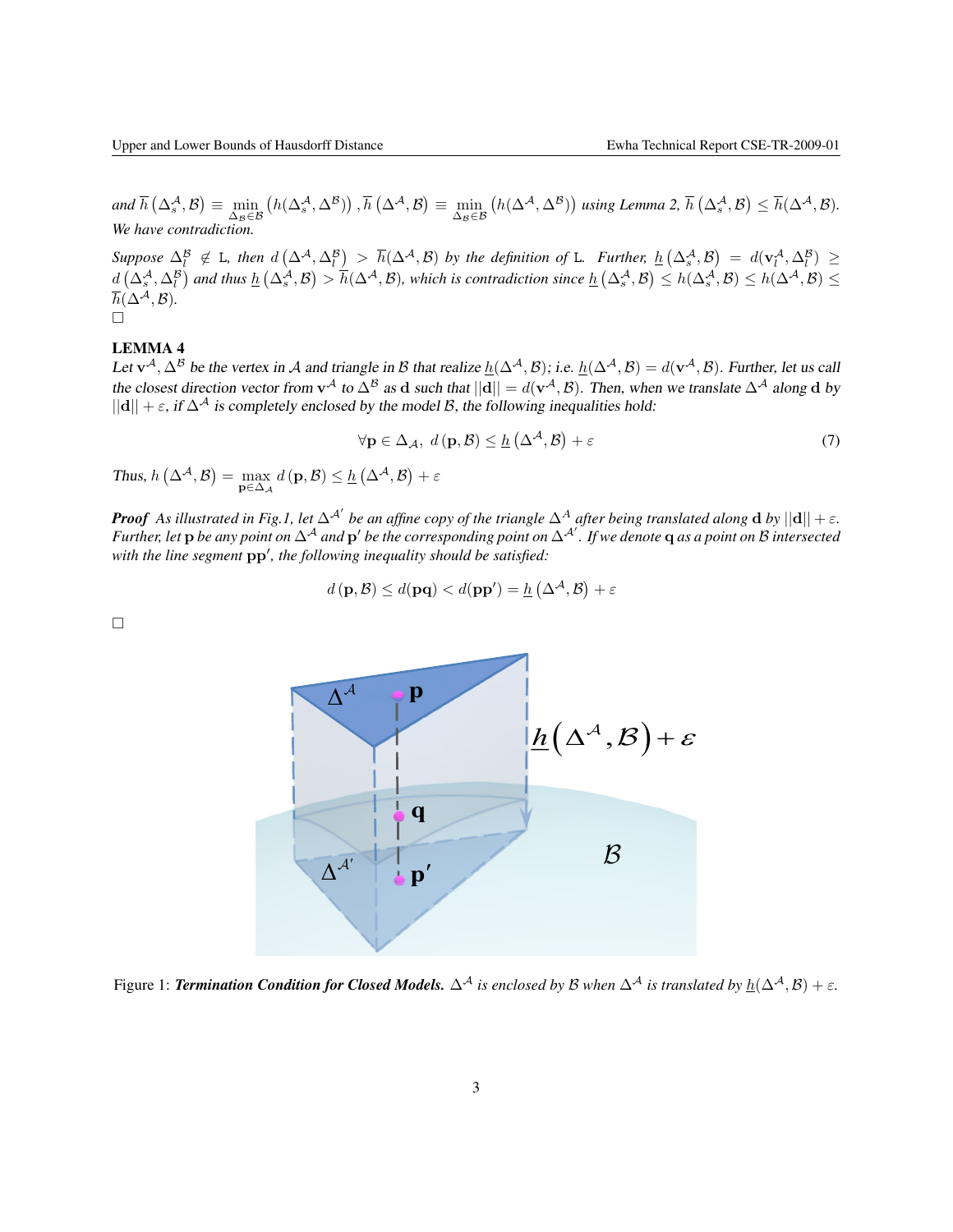*and* $\overline{h}\left(\Delta_s^{\mathcal{A}}, \mathcal{B}\right) \equiv \min_{\Delta_{\mathcal{B}} \in \mathcal{B}} \left(h(\Delta_s^{\mathcal{A}}, \Delta^{\mathcal{B}})\right), \overline{h}\left(\Delta^{\mathcal{A}}, \mathcal{B}\right) \equiv \min_{\Delta_{\mathcal{B}} \in \mathcal{B}} \left(h(\Delta^{\mathcal{A}}, \Delta^{\mathcal{B}})\right)$ *using Lemma 2,* $\overline{h}\left(\Delta_s^{\mathcal{A}}, \mathcal{B}\right) \leq \overline{h}(\Delta^{\mathcal{A}}, \mathcal{B})$*. We have contradiction.*

*Suppose* $\Delta_l^{\mathcal{B}} \notin \mathtt{L}$*, then* $d\left(\Delta^{\mathcal{A}}, \Delta_l^{\mathcal{B}}\right) > \overline{h}(\Delta^{\mathcal{A}}, \mathcal{B})$ *by the definition of* $\mathtt{L}$*. Further,* $\underline{h}\left(\Delta_s^{\mathcal{A}}, \mathcal{B}\right) = d(\mathbf{v}_l^{\mathcal{A}}, \Delta_l^{\mathcal{B}}) \geq d\left(\Delta_s^{\mathcal{A}}, \Delta_l^{\mathcal{B}}\right)$ *and thus* $\underline{h}\left(\Delta_s^{\mathcal{A}}, \mathcal{B}\right) > \overline{h}(\Delta^{\mathcal{A}}, \mathcal{B})$*, which is contradiction since* $\underline{h}\left(\Delta_s^{\mathcal{A}}, \mathcal{B}\right) \leq h(\Delta_s^{\mathcal{A}}, \mathcal{B}) \leq h(\Delta^{\mathcal{A}}, \mathcal{B}) \leq \overline{h}(\Delta^{\mathcal{A}}, \mathcal{B})$*.*

□

**LEMMA 4**

*Let* $\mathbf{v}^{\mathcal{A}}, \Delta^{\mathcal{B}}$ *be the vertex in* $\mathcal{A}$ *and triangle in* $\mathcal{B}$ *that realize* $\underline{h}(\Delta^{\mathcal{A}}, \mathcal{B})$*; i.e.* $\underline{h}(\Delta^{\mathcal{A}}, \mathcal{B}) = d(\mathbf{v}^{\mathcal{A}}, \mathcal{B})$*. Further, let us call the closest direction vector from* $\mathbf{v}^{\mathcal{A}}$ *to* $\Delta^{\mathcal{B}}$ *as* $\mathbf{d}$ *such that* $||\mathbf{d}|| = d(\mathbf{v}^{\mathcal{A}}, \mathcal{B})$*. Then, when we translate* $\Delta^{\mathcal{A}}$ *along* $\mathbf{d}$ *by* $||\mathbf{d}|| + \varepsilon$*, if* $\Delta^{\mathcal{A}}$ *is completely enclosed by the model* $\mathcal{B}$*, the following inequalities hold:*

$$\forall \mathbf{p} \in \Delta_{\mathcal{A}},\ d\left(\mathbf{p}, \mathcal{B}\right) \leq \underline{h}\left(\Delta^{\mathcal{A}}, \mathcal{B}\right) + \varepsilon \tag{7}$$

*Thus,* $h\left(\Delta^{\mathcal{A}}, \mathcal{B}\right) = \max_{\mathbf{p} \in \Delta_{\mathcal{A}}} d\left(\mathbf{p}, \mathcal{B}\right) \leq \underline{h}\left(\Delta^{\mathcal{A}}, \mathcal{B}\right) + \varepsilon$

***Proof*** *As illustrated in Fig.1, let* $\Delta^{\mathcal{A}'}$ *be an affine copy of the triangle* $\Delta^{\mathcal{A}}$ *after being translated along* $\mathbf{d}$ *by* $||\mathbf{d}|| + \varepsilon$*. Further, let* $\mathbf{p}$ *be any point on* $\Delta^{\mathcal{A}}$ *and* $\mathbf{p}'$ *be the corresponding point on* $\Delta^{\mathcal{A}'}$*. If we denote* $\mathbf{q}$ *as a point on* $\mathcal{B}$ *intersected with the line segment* $\mathbf{pp}'$*, the following inequality should be satisfied:*

$$d\left(\mathbf{p}, \mathcal{B}\right) \leq d(\mathbf{pq}) < d(\mathbf{pp}') = \underline{h}\left(\Delta^{\mathcal{A}}, \mathcal{B}\right) + \varepsilon$$

□

$\Delta^{\mathcal{A}}$
$\mathbf{p}$
$\underline{h}\left(\Delta^{\mathcal{A}}, \mathcal{B}\right) + \varepsilon$
$\mathbf{q}$
$\mathcal{B}$
$\Delta^{\mathcal{A}'}$
$\mathbf{p}'$

Figure 1: ***Termination Condition for Closed Models.*** *$\Delta^{\mathcal{A}}$ is enclosed by $\mathcal{B}$ when $\Delta^{\mathcal{A}}$ is translated by $\underline{h}(\Delta^{\mathcal{A}}, \mathcal{B}) + \varepsilon$.*